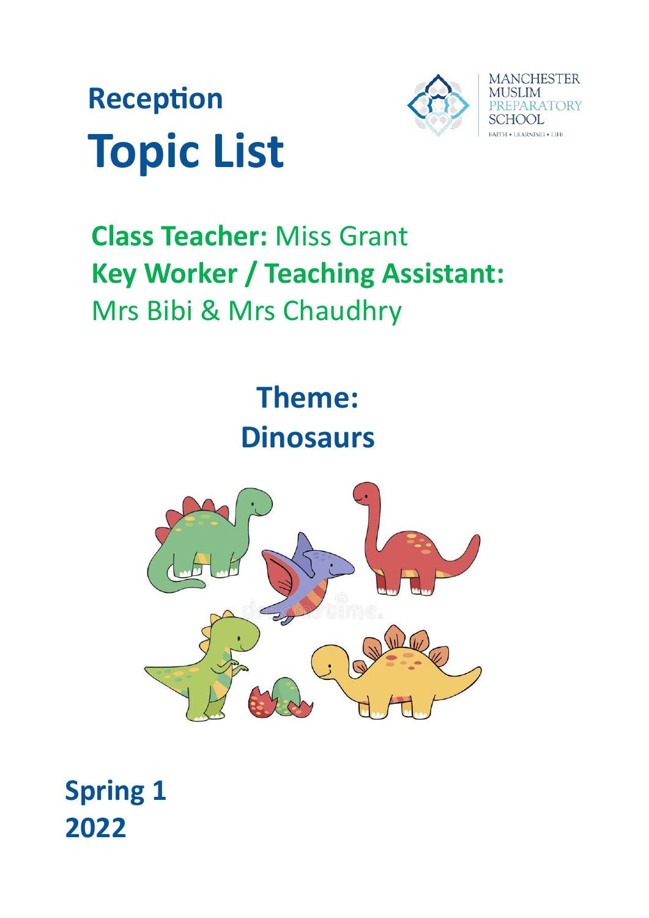# Reception

# Topic List

MANCHESTER MUSLIM PREPARATORY SCHOOL

FAITH • LEARNING • LIFE

**Class Teacher:** Miss Grant

**Key Worker / Teaching Assistant:**
Mrs Bibi & Mrs Chaudhry

## Theme:
## Dinosaurs

## Spring 1
## 2022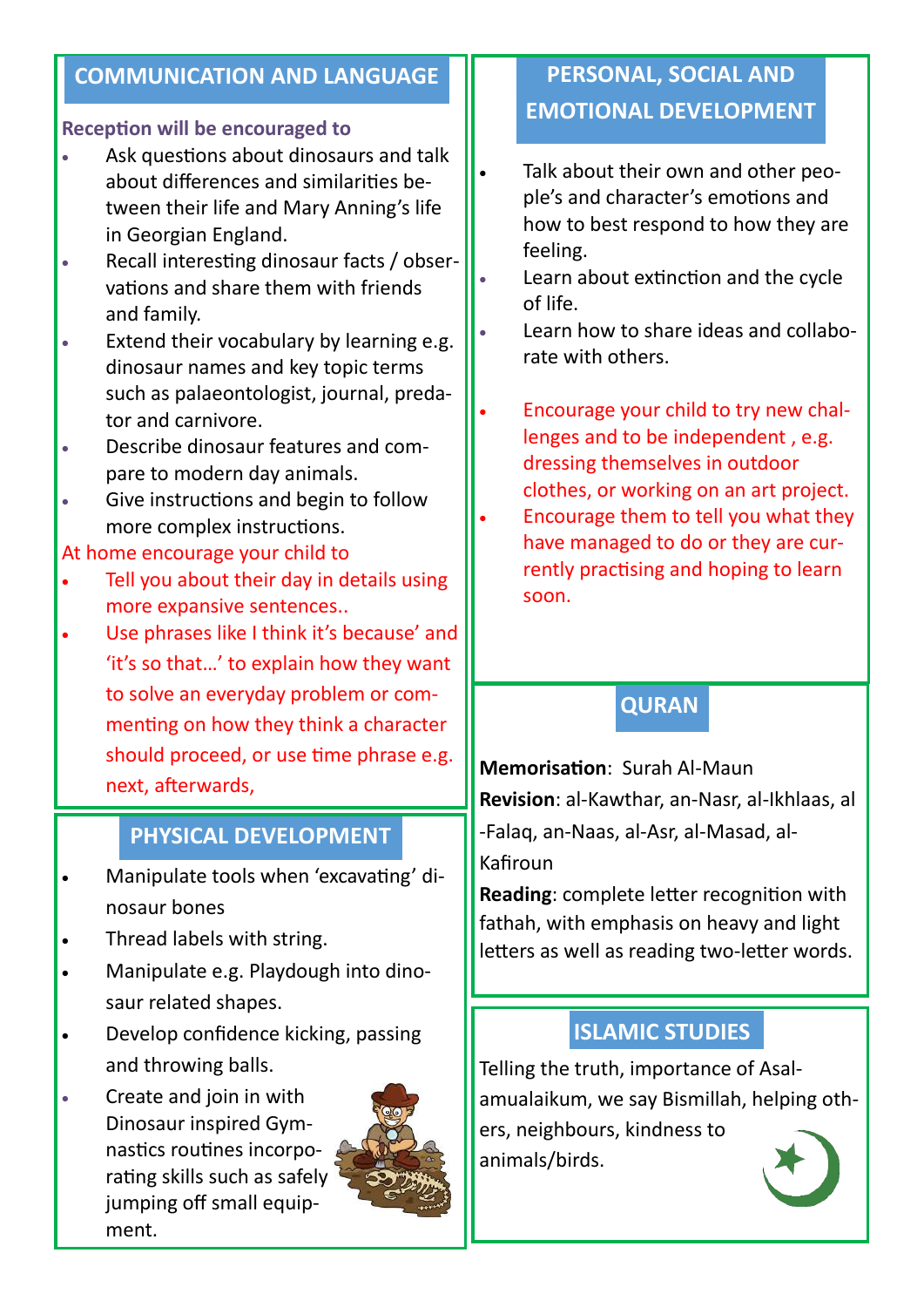## COMMUNICATION AND LANGUAGE

**Reception will be encouraged to**

- Ask questions about dinosaurs and talk about differences and similarities between their life and Mary Anning's life in Georgian England.
- Recall interesting dinosaur facts / observations and share them with friends and family.
- Extend their vocabulary by learning e.g. dinosaur names and key topic terms such as palaeontologist, journal, predator and carnivore.
- Describe dinosaur features and compare to modern day animals.
- Give instructions and begin to follow more complex instructions.

At home encourage your child to

- Tell you about their day in details using more expansive sentences..
- Use phrases like I think it's because' and 'it's so that…' to explain how they want to solve an everyday problem or commenting on how they think a character should proceed, or use time phrase e.g. next, afterwards,

## PHYSICAL DEVELOPMENT

- Manipulate tools when 'excavating' dinosaur bones
- Thread labels with string.
- Manipulate e.g. Playdough into dinosaur related shapes.
- Develop confidence kicking, passing and throwing balls.
- Create and join in with Dinosaur inspired Gymnastics routines incorporating skills such as safely jumping off small equipment.

## PERSONAL, SOCIAL AND EMOTIONAL DEVELOPMENT

- Talk about their own and other people's and character's emotions and how to best respond to how they are feeling.
- Learn about extinction and the cycle of life.
- Learn how to share ideas and collaborate with others.

- Encourage your child to try new challenges and to be independent , e.g. dressing themselves in outdoor clothes, or working on an art project.
- Encourage them to tell you what they have managed to do or they are currently practising and hoping to learn soon.

## QURAN

**Memorisation**: Surah Al-Maun

**Revision**: al-Kawthar, an-Nasr, al-Ikhlaas, al-Falaq, an-Naas, al-Asr, al-Masad, al-Kafiroun

**Reading**: complete letter recognition with fathah, with emphasis on heavy and light letters as well as reading two-letter words.

## ISLAMIC STUDIES

Telling the truth, importance of Asalamualaikum, we say Bismillah, helping others, neighbours, kindness to animals/birds.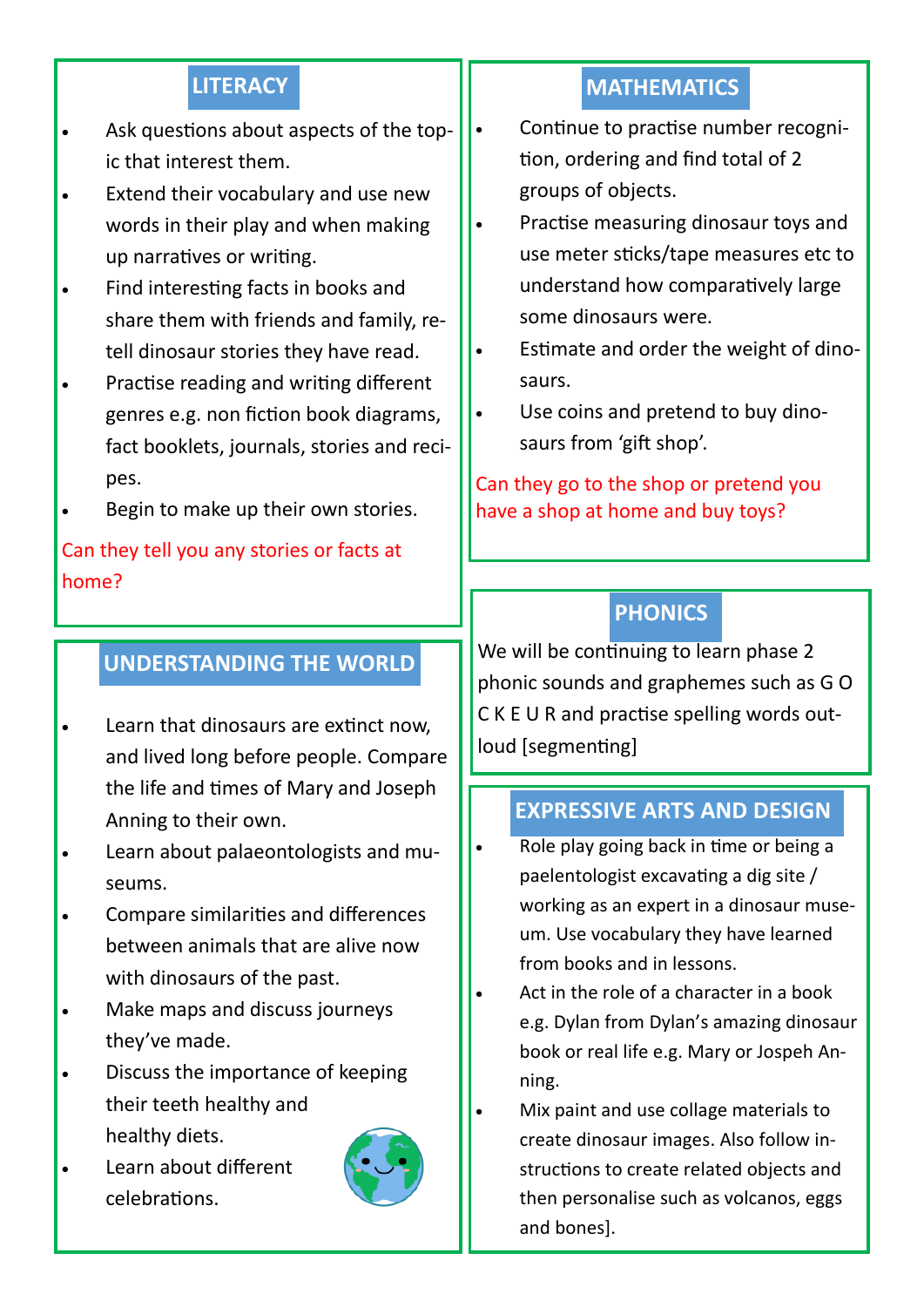## LITERACY

- Ask questions about aspects of the topic that interest them.
- Extend their vocabulary and use new words in their play and when making up narratives or writing.
- Find interesting facts in books and share them with friends and family, retell dinosaur stories they have read.
- Practise reading and writing different genres e.g. non fiction book diagrams, fact booklets, journals, stories and recipes.
- Begin to make up their own stories.

Can they tell you any stories or facts at home?

## UNDERSTANDING THE WORLD

- Learn that dinosaurs are extinct now, and lived long before people. Compare the life and times of Mary and Joseph Anning to their own.
- Learn about palaeontologists and museums.
- Compare similarities and differences between animals that are alive now with dinosaurs of the past.
- Make maps and discuss journeys they've made.
- Discuss the importance of keeping their teeth healthy and healthy diets.
- Learn about different celebrations.

## MATHEMATICS

- Continue to practise number recognition, ordering and find total of 2 groups of objects.
- Practise measuring dinosaur toys and use meter sticks/tape measures etc to understand how comparatively large some dinosaurs were.
- Estimate and order the weight of dinosaurs.
- Use coins and pretend to buy dinosaurs from 'gift shop'.

Can they go to the shop or pretend you have a shop at home and buy toys?

## PHONICS

We will be continuing to learn phase 2 phonic sounds and graphemes such as G O C K E U R and practise spelling words outloud [segmenting]

## EXPRESSIVE ARTS AND DESIGN

- Role play going back in time or being a paelentologist excavating a dig site / working as an expert in a dinosaur museum. Use vocabulary they have learned from books and in lessons.
- Act in the role of a character in a book e.g. Dylan from Dylan's amazing dinosaur book or real life e.g. Mary or Jospeh Anning.
- Mix paint and use collage materials to create dinosaur images. Also follow instructions to create related objects and then personalise such as volcanos, eggs and bones].